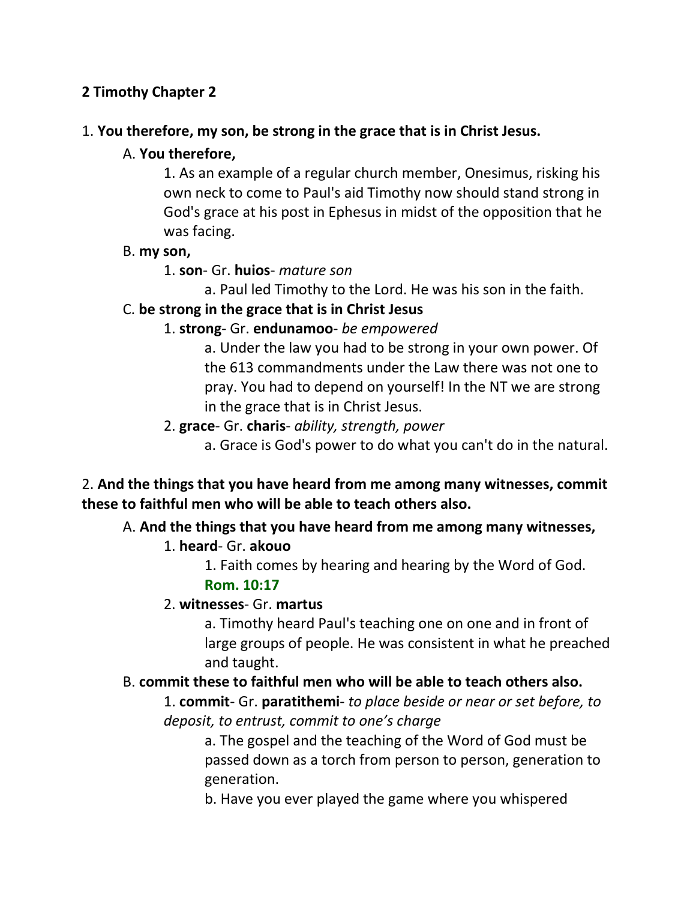**2 Timothy Chapter 2**

1. **You therefore, my son, be strong in the grace that is in Christ Jesus.**

A. **You therefore,**

1. As an example of a regular church member, Onesimus, risking his own neck to come to Paul's aid Timothy now should stand strong in God's grace at his post in Ephesus in midst of the opposition that he was facing.

B. **my son,**

1. **son**- Gr. **huios**- *mature son*

a. Paul led Timothy to the Lord. He was his son in the faith.

C. **be strong in the grace that is in Christ Jesus**

1. **strong**- Gr. **endunamoo**- *be empowered*

a. Under the law you had to be strong in your own power. Of the 613 commandments under the Law there was not one to pray. You had to depend on yourself! In the NT we are strong in the grace that is in Christ Jesus.

2. **grace**- Gr. **charis**- *ability, strength, power*

a. Grace is God's power to do what you can't do in the natural.

2. **And the things that you have heard from me among many witnesses, commit these to faithful men who will be able to teach others also.**

A. **And the things that you have heard from me among many witnesses,**

1. **heard**- Gr. **akouo**

1. Faith comes by hearing and hearing by the Word of God. **Rom. 10:17**

2. **witnesses**- Gr. **martus**

a. Timothy heard Paul's teaching one on one and in front of large groups of people. He was consistent in what he preached and taught.

B. **commit these to faithful men who will be able to teach others also.**

1. **commit**- Gr. **paratithemi**- *to place beside or near or set before, to deposit, to entrust, commit to one's charge*

a. The gospel and the teaching of the Word of God must be passed down as a torch from person to person, generation to generation.

b. Have you ever played the game where you whispered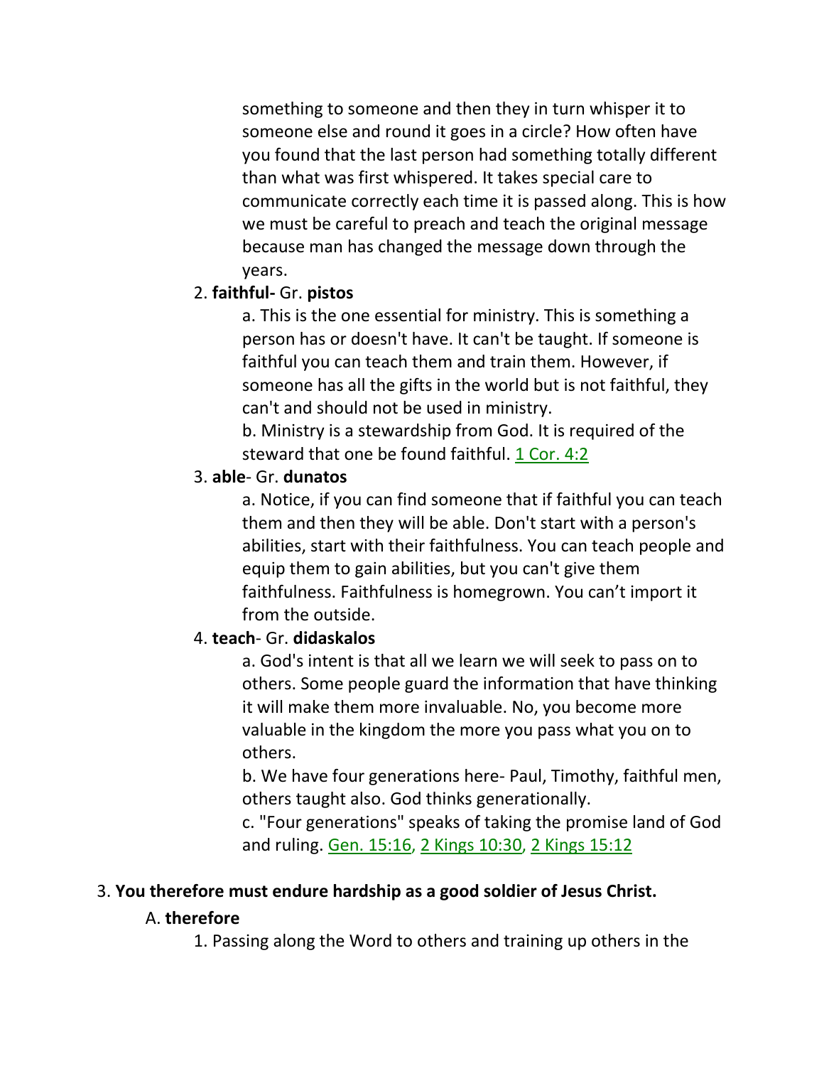something to someone and then they in turn whisper it to someone else and round it goes in a circle? How often have you found that the last person had something totally different than what was first whispered. It takes special care to communicate correctly each time it is passed along. This is how we must be careful to preach and teach the original message because man has changed the message down through the years.

2. **faithful-** Gr. **pistos**
    a. This is the one essential for ministry. This is something a person has or doesn't have. It can't be taught. If someone is faithful you can teach them and train them. However, if someone has all the gifts in the world but is not faithful, they can't and should not be used in ministry.
    b. Ministry is a stewardship from God. It is required of the steward that one be found faithful. 1 Cor. 4:2

3. **able**- Gr. **dunatos**
    a. Notice, if you can find someone that if faithful you can teach them and then they will be able. Don't start with a person's abilities, start with their faithfulness. You can teach people and equip them to gain abilities, but you can't give them faithfulness. Faithfulness is homegrown. You can't import it from the outside.

4. **teach**- Gr. **didaskalos**
    a. God's intent is that all we learn we will seek to pass on to others. Some people guard the information that have thinking it will make them more invaluable. No, you become more valuable in the kingdom the more you pass what you on to others.
    b. We have four generations here- Paul, Timothy, faithful men, others taught also. God thinks generationally.
    c. "Four generations" speaks of taking the promise land of God and ruling. Gen. 15:16, 2 Kings 10:30, 2 Kings 15:12

3. **You therefore must endure hardship as a good soldier of Jesus Christ.**

A. **therefore**

1. Passing along the Word to others and training up others in the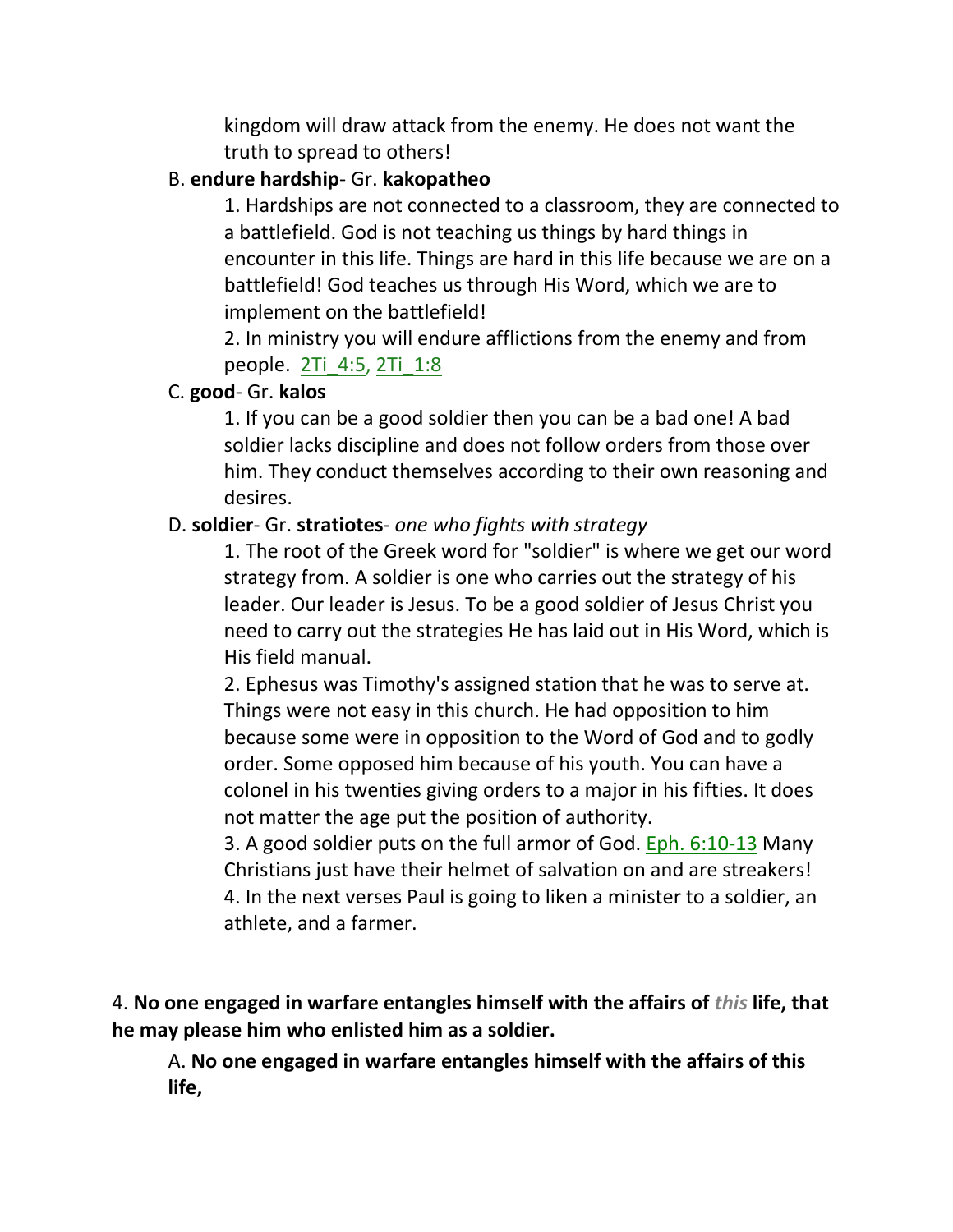kingdom will draw attack from the enemy. He does not want the truth to spread to others!

B. **endure hardship**- Gr. **kakopatheo**

1. Hardships are not connected to a classroom, they are connected to a battlefield. God is not teaching us things by hard things in encounter in this life. Things are hard in this life because we are on a battlefield! God teaches us through His Word, which we are to implement on the battlefield!

2. In ministry you will endure afflictions from the enemy and from people. 2Ti_4:5, 2Ti_1:8

C. **good**- Gr. **kalos**

1. If you can be a good soldier then you can be a bad one! A bad soldier lacks discipline and does not follow orders from those over him. They conduct themselves according to their own reasoning and desires.

D. **soldier**- Gr. **stratiotes**- *one who fights with strategy*

1. The root of the Greek word for "soldier" is where we get our word strategy from. A soldier is one who carries out the strategy of his leader. Our leader is Jesus. To be a good soldier of Jesus Christ you need to carry out the strategies He has laid out in His Word, which is His field manual.

2. Ephesus was Timothy's assigned station that he was to serve at. Things were not easy in this church. He had opposition to him because some were in opposition to the Word of God and to godly order. Some opposed him because of his youth. You can have a colonel in his twenties giving orders to a major in his fifties. It does not matter the age put the position of authority.

3. A good soldier puts on the full armor of God. Eph. 6:10-13 Many Christians just have their helmet of salvation on and are streakers!

4. In the next verses Paul is going to liken a minister to a soldier, an athlete, and a farmer.

4. **No one engaged in warfare entangles himself with the affairs of *this* life, that he may please him who enlisted him as a soldier.**

A. **No one engaged in warfare entangles himself with the affairs of this life,**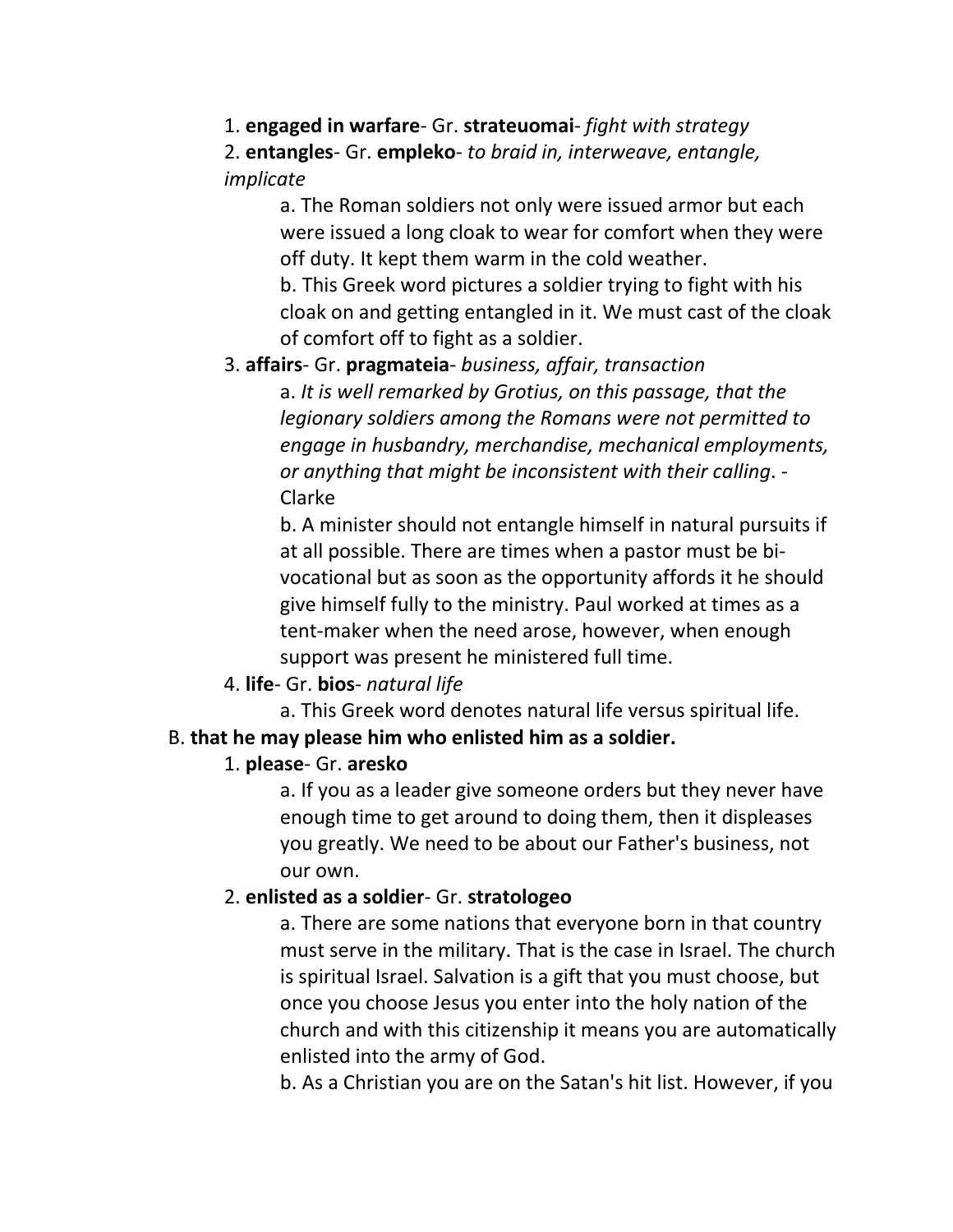1. **engaged in warfare**- Gr. **strateuomai**- *fight with strategy*

2. **entangles**- Gr. **empleko**- *to braid in, interweave, entangle, implicate*

    a. The Roman soldiers not only were issued armor but each were issued a long cloak to wear for comfort when they were off duty. It kept them warm in the cold weather.

    b. This Greek word pictures a soldier trying to fight with his cloak on and getting entangled in it. We must cast of the cloak of comfort off to fight as a soldier.

3. **affairs**- Gr. **pragmateia**- *business, affair, transaction*

    a. *It is well remarked by Grotius, on this passage, that the legionary soldiers among the Romans were not permitted to engage in husbandry, merchandise, mechanical employments, or anything that might be inconsistent with their calling*. -Clarke

    b. A minister should not entangle himself in natural pursuits if at all possible. There are times when a pastor must be bi-vocational but as soon as the opportunity affords it he should give himself fully to the ministry. Paul worked at times as a tent-maker when the need arose, however, when enough support was present he ministered full time.

4. **life**- Gr. **bios**- *natural life*

    a. This Greek word denotes natural life versus spiritual life.

B. **that he may please him who enlisted him as a soldier.**

1. **please**- Gr. **aresko**

    a. If you as a leader give someone orders but they never have enough time to get around to doing them, then it displeases you greatly. We need to be about our Father's business, not our own.

2. **enlisted as a soldier**- Gr. **stratologeo**

    a. There are some nations that everyone born in that country must serve in the military. That is the case in Israel. The church is spiritual Israel. Salvation is a gift that you must choose, but once you choose Jesus you enter into the holy nation of the church and with this citizenship it means you are automatically enlisted into the army of God.

    b. As a Christian you are on the Satan's hit list. However, if you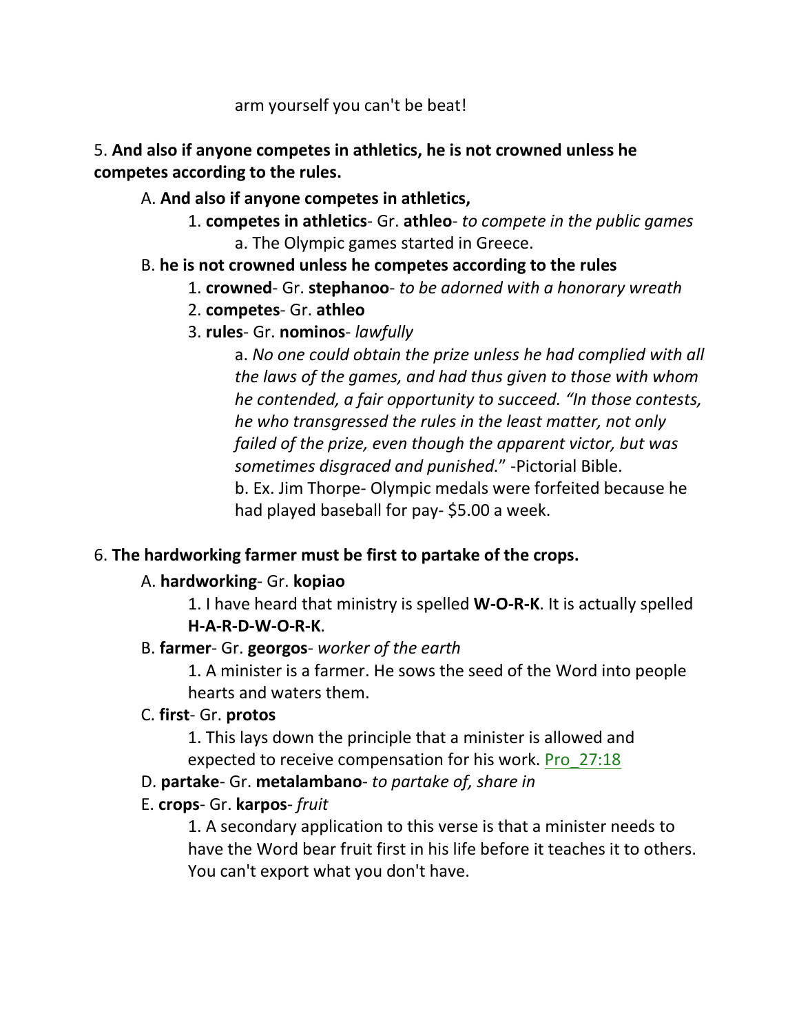arm yourself you can't be beat!

5. **And also if anyone competes in athletics, he is not crowned unless he competes according to the rules.**

- A. **And also if anyone competes in athletics,**
  - 1. **competes in athletics**- Gr. **athleo**- *to compete in the public games*
    - a. The Olympic games started in Greece.
- B. **he is not crowned unless he competes according to the rules**
  - 1. **crowned**- Gr. **stephanoo**- *to be adorned with a honorary wreath*
  - 2. **competes**- Gr. **athleo**
  - 3. **rules**- Gr. **nominos**- *lawfully*
    - a. *No one could obtain the prize unless he had complied with all the laws of the games, and had thus given to those with whom he contended, a fair opportunity to succeed. "In those contests, he who transgressed the rules in the least matter, not only failed of the prize, even though the apparent victor, but was sometimes disgraced and punished.*" -Pictorial Bible.
    - b. Ex. Jim Thorpe- Olympic medals were forfeited because he had played baseball for pay- $5.00 a week.

6. **The hardworking farmer must be first to partake of the crops.**

- A. **hardworking**- Gr. **kopiao**
  - 1. I have heard that ministry is spelled **W-O-R-K**. It is actually spelled **H-A-R-D-W-O-R-K**.
- B. **farmer**- Gr. **georgos**- *worker of the earth*
  - 1. A minister is a farmer. He sows the seed of the Word into people hearts and waters them.
- C. **first**- Gr. **protos**
  - 1. This lays down the principle that a minister is allowed and expected to receive compensation for his work. Pro_27:18
- D. **partake**- Gr. **metalambano**- *to partake of, share in*
- E. **crops**- Gr. **karpos**- *fruit*
  - 1. A secondary application to this verse is that a minister needs to have the Word bear fruit first in his life before it teaches it to others. You can't export what you don't have.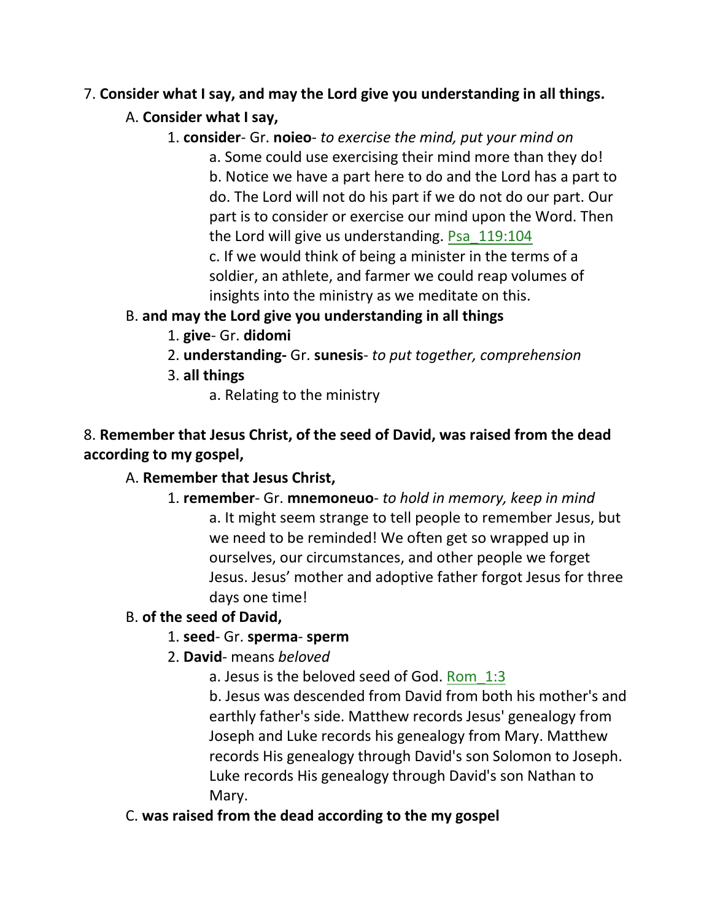7. **Consider what I say, and may the Lord give you understanding in all things.**

A. **Consider what I say,**

1. **consider**- Gr. **noieo**- *to exercise the mind, put your mind on*

a. Some could use exercising their mind more than they do!

b. Notice we have a part here to do and the Lord has a part to do. The Lord will not do his part if we do not do our part. Our part is to consider or exercise our mind upon the Word. Then the Lord will give us understanding. Psa_119:104

c. If we would think of being a minister in the terms of a soldier, an athlete, and farmer we could reap volumes of insights into the ministry as we meditate on this.

B. **and may the Lord give you understanding in all things**

1. **give**- Gr. **didomi**

2. **understanding-** Gr. **sunesis**- *to put together, comprehension*

3. **all things**

a. Relating to the ministry

8. **Remember that Jesus Christ, of the seed of David, was raised from the dead according to my gospel,**

A. **Remember that Jesus Christ,**

1. **remember**- Gr. **mnemoneuo**- *to hold in memory, keep in mind*

a. It might seem strange to tell people to remember Jesus, but we need to be reminded! We often get so wrapped up in ourselves, our circumstances, and other people we forget Jesus. Jesus' mother and adoptive father forgot Jesus for three days one time!

B. **of the seed of David,**

1. **seed**- Gr. **sperma**- **sperm**

2. **David**- means *beloved*

a. Jesus is the beloved seed of God. Rom_1:3

b. Jesus was descended from David from both his mother's and earthly father's side. Matthew records Jesus' genealogy from Joseph and Luke records his genealogy from Mary. Matthew records His genealogy through David's son Solomon to Joseph. Luke records His genealogy through David's son Nathan to Mary.

C. **was raised from the dead according to the my gospel**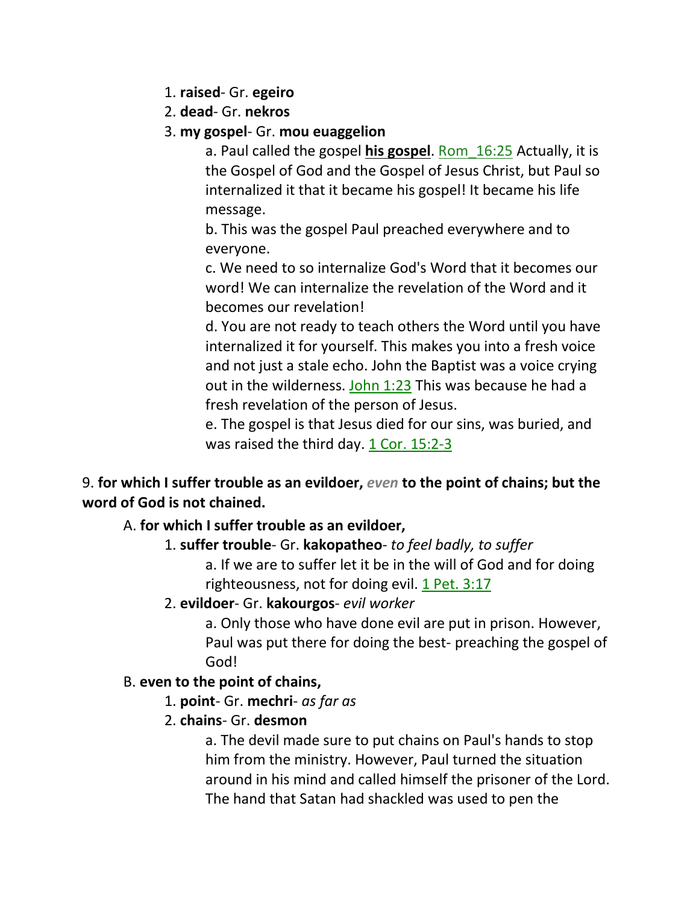1. **raised**- Gr. **egeiro**
2. **dead**- Gr. **nekros**
3. **my gospel**- Gr. **mou euaggelion**

    a. Paul called the gospel **his gospel**. Rom_16:25 Actually, it is the Gospel of God and the Gospel of Jesus Christ, but Paul so internalized it that it became his gospel! It became his life message.

    b. This was the gospel Paul preached everywhere and to everyone.

    c. We need to so internalize God's Word that it becomes our word! We can internalize the revelation of the Word and it becomes our revelation!

    d. You are not ready to teach others the Word until you have internalized it for yourself. This makes you into a fresh voice and not just a stale echo. John the Baptist was a voice crying out in the wilderness. John 1:23 This was because he had a fresh revelation of the person of Jesus.

    e. The gospel is that Jesus died for our sins, was buried, and was raised the third day. 1 Cor. 15:2-3

9. **for which I suffer trouble as an evildoer,** ***even*** **to the point of chains; but the word of God is not chained.**

A. **for which I suffer trouble as an evildoer,**

1. **suffer trouble**- Gr. **kakopatheo**- *to feel badly, to suffer*

    a. If we are to suffer let it be in the will of God and for doing righteousness, not for doing evil. 1 Pet. 3:17

2. **evildoer**- Gr. **kakourgos**- *evil worker*

    a. Only those who have done evil are put in prison. However, Paul was put there for doing the best- preaching the gospel of God!

B. **even to the point of chains,**

1. **point**- Gr. **mechri**- *as far as*
2. **chains**- Gr. **desmon**

    a. The devil made sure to put chains on Paul's hands to stop him from the ministry. However, Paul turned the situation around in his mind and called himself the prisoner of the Lord. The hand that Satan had shackled was used to pen the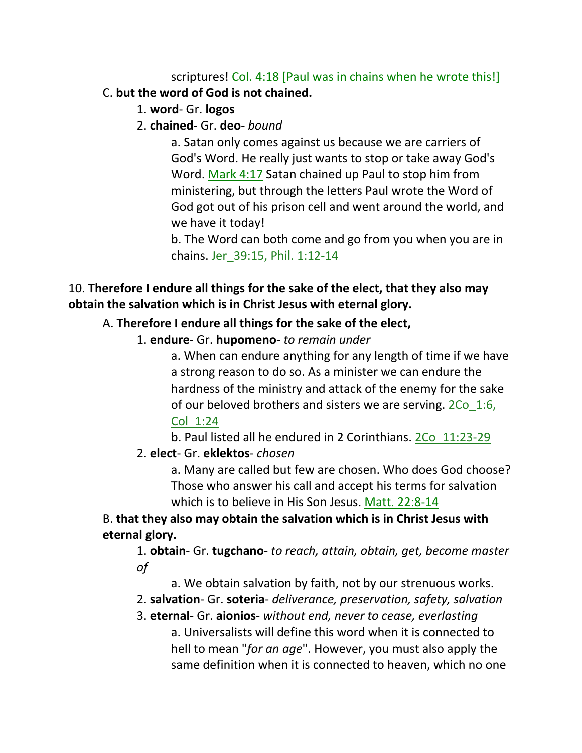scriptures! Col. 4:18 [Paul was in chains when he wrote this!]

C. **but the word of God is not chained.**

1. **word**- Gr. **logos**
2. **chained**- Gr. **deo**- *bound*

a. Satan only comes against us because we are carriers of God's Word. He really just wants to stop or take away God's Word. Mark 4:17 Satan chained up Paul to stop him from ministering, but through the letters Paul wrote the Word of God got out of his prison cell and went around the world, and we have it today!

b. The Word can both come and go from you when you are in chains. Jer_39:15, Phil. 1:12-14

10. **Therefore I endure all things for the sake of the elect, that they also may obtain the salvation which is in Christ Jesus with eternal glory.**

A. **Therefore I endure all things for the sake of the elect,**

1. **endure**- Gr. **hupomeno**- *to remain under*

a. When can endure anything for any length of time if we have a strong reason to do so. As a minister we can endure the hardness of the ministry and attack of the enemy for the sake of our beloved brothers and sisters we are serving. 2Co_1:6, Col_1:24

b. Paul listed all he endured in 2 Corinthians. 2Co_11:23-29

2. **elect**- Gr. **eklektos**- *chosen*

a. Many are called but few are chosen. Who does God choose? Those who answer his call and accept his terms for salvation which is to believe in His Son Jesus. Matt. 22:8-14

B. **that they also may obtain the salvation which is in Christ Jesus with eternal glory.**

1. **obtain**- Gr. **tugchano**- *to reach, attain, obtain, get, become master of*

a. We obtain salvation by faith, not by our strenuous works.

2. **salvation**- Gr. **soteria**- *deliverance, preservation, safety, salvation*
3. **eternal**- Gr. **aionios**- *without end, never to cease, everlasting*

a. Universalists will define this word when it is connected to hell to mean "*for an age*". However, you must also apply the same definition when it is connected to heaven, which no one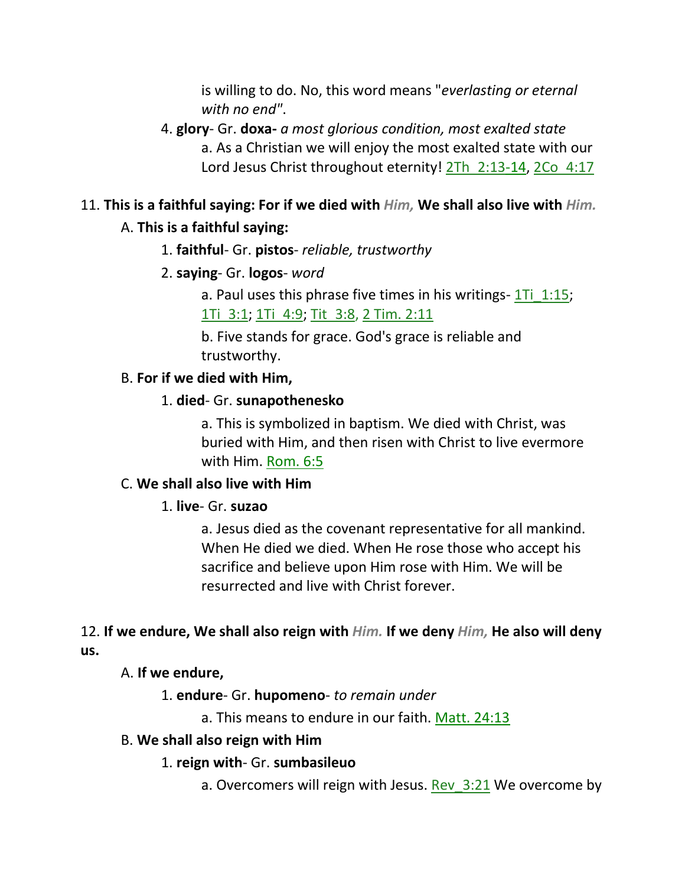is willing to do. No, this word means "*everlasting or eternal with no end*".

4. **glory**- Gr. **doxa-** *a most glorious condition, most exalted state*

    a. As a Christian we will enjoy the most exalted state with our Lord Jesus Christ throughout eternity! 2Th_2:13-14, 2Co_4:17

11. **This is a faithful saying: For if we died with *Him,* We shall also live with *Him.***

    A. **This is a faithful saying:**

    1. **faithful**- Gr. **pistos**- *reliable, trustworthy*

    2. **saying**- Gr. **logos**- *word*

        a. Paul uses this phrase five times in his writings- 1Ti_1:15; 1Ti_3:1; 1Ti_4:9; Tit_3:8, 2 Tim. 2:11

        b. Five stands for grace. God's grace is reliable and trustworthy.

    B. **For if we died with Him,**

    1. **died**- Gr. **sunapothenesko**

        a. This is symbolized in baptism. We died with Christ, was buried with Him, and then risen with Christ to live evermore with Him. Rom. 6:5

    C. **We shall also live with Him**

    1. **live**- Gr. **suzao**

        a. Jesus died as the covenant representative for all mankind. When He died we died. When He rose those who accept his sacrifice and believe upon Him rose with Him. We will be resurrected and live with Christ forever.

12. **If we endure, We shall also reign with *Him.* If we deny *Him,* He also will deny us.**

    A. **If we endure,**

    1. **endure**- Gr. **hupomeno**- *to remain under*

        a. This means to endure in our faith. Matt. 24:13

    B. **We shall also reign with Him**

    1. **reign with**- Gr. **sumbasileuo**

        a. Overcomers will reign with Jesus. Rev_3:21 We overcome by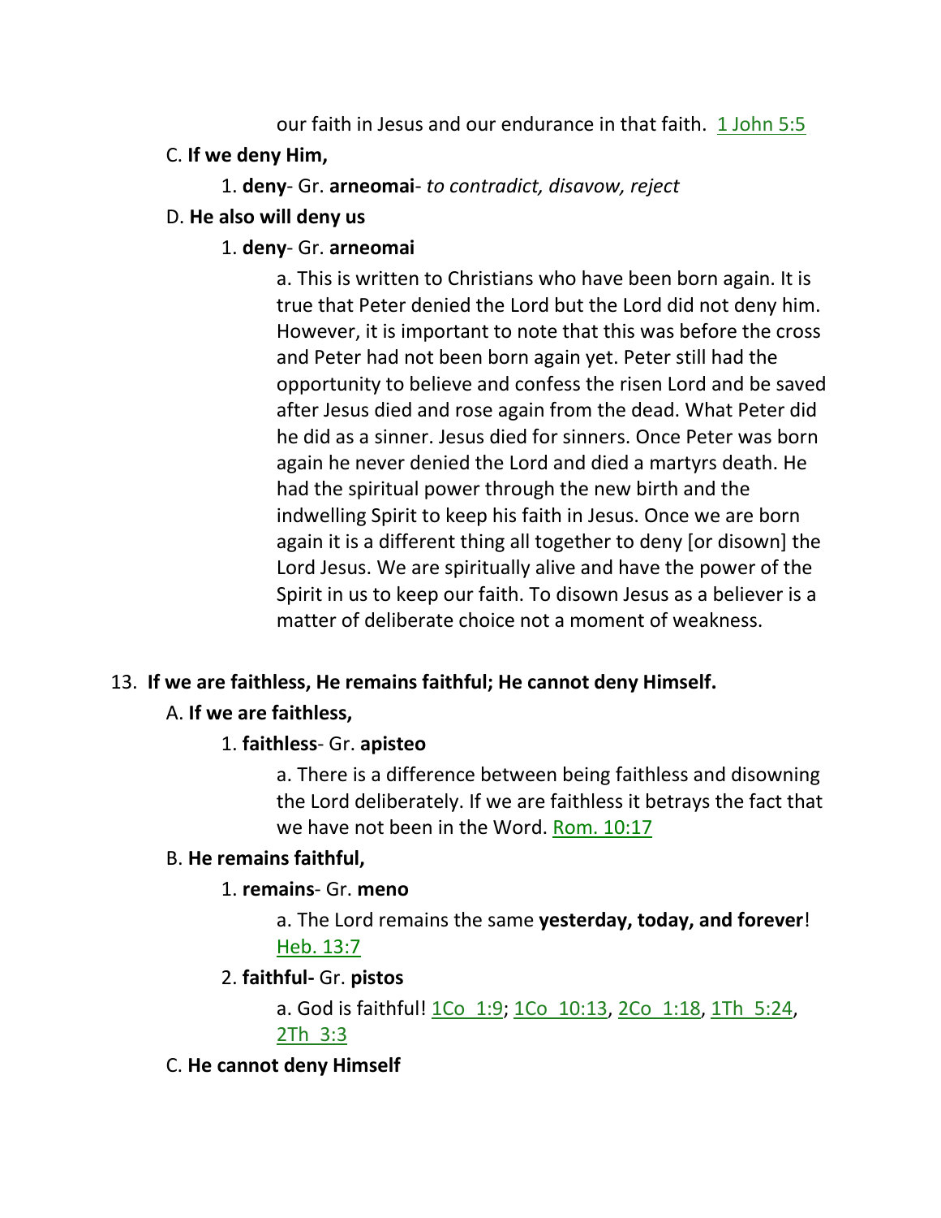our faith in Jesus and our endurance in that faith. 1 John 5:5

C. **If we deny Him,**

1. **deny**- Gr. **arneomai**- *to contradict, disavow, reject*

D. **He also will deny us**

1. **deny**- Gr. **arneomai**

a. This is written to Christians who have been born again. It is true that Peter denied the Lord but the Lord did not deny him. However, it is important to note that this was before the cross and Peter had not been born again yet. Peter still had the opportunity to believe and confess the risen Lord and be saved after Jesus died and rose again from the dead. What Peter did he did as a sinner. Jesus died for sinners. Once Peter was born again he never denied the Lord and died a martyrs death. He had the spiritual power through the new birth and the indwelling Spirit to keep his faith in Jesus. Once we are born again it is a different thing all together to deny [or disown] the Lord Jesus. We are spiritually alive and have the power of the Spirit in us to keep our faith. To disown Jesus as a believer is a matter of deliberate choice not a moment of weakness.

13. **If we are faithless, He remains faithful; He cannot deny Himself.**

A. **If we are faithless,**

1. **faithless**- Gr. **apisteo**

a. There is a difference between being faithless and disowning the Lord deliberately. If we are faithless it betrays the fact that we have not been in the Word. Rom. 10:17

B. **He remains faithful,**

1. **remains**- Gr. **meno**

a. The Lord remains the same **yesterday, today, and forever**! Heb. 13:7

2. **faithful-** Gr. **pistos**

a. God is faithful! 1Co 1:9; 1Co 10:13, 2Co 1:18, 1Th 5:24, 2Th 3:3

C. **He cannot deny Himself**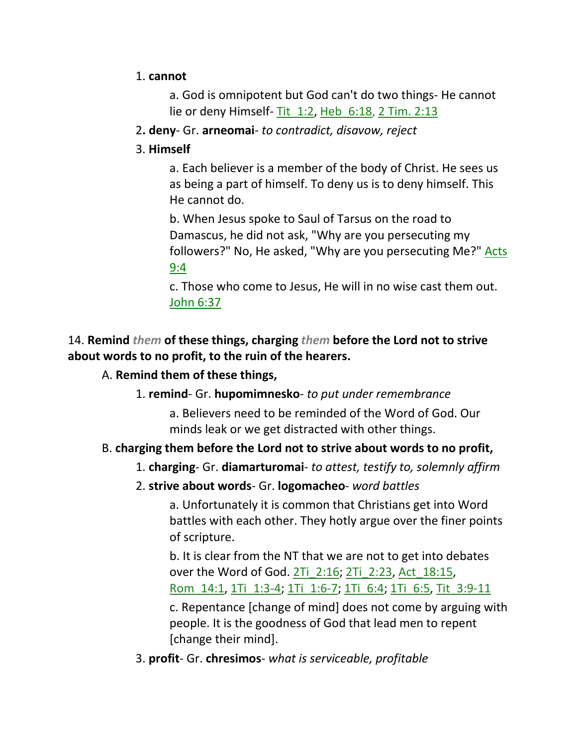1. **cannot**

   a. God is omnipotent but God can't do two things- He cannot lie or deny Himself- Tit_1:2, Heb_6:18, 2 Tim. 2:13

2. **deny**- Gr. **arneomai**- *to contradict, disavow, reject*

3. **Himself**

   a. Each believer is a member of the body of Christ. He sees us as being a part of himself. To deny us is to deny himself. This He cannot do.

   b. When Jesus spoke to Saul of Tarsus on the road to Damascus, he did not ask, "Why are you persecuting my followers?" No, He asked, "Why are you persecuting Me?" Acts 9:4

   c. Those who come to Jesus, He will in no wise cast them out. John 6:37

14. **Remind *them* of these things, charging *them* before the Lord not to strive about words to no profit, to the ruin of the hearers.**

A. **Remind them of these things,**

1. **remind**- Gr. **hupomimnesko**- *to put under remembrance*

   a. Believers need to be reminded of the Word of God. Our minds leak or we get distracted with other things.

B. **charging them before the Lord not to strive about words to no profit,**

1. **charging**- Gr. **diamarturomai**- *to attest, testify to, solemnly affirm*

2. **strive about words**- Gr. **logomacheo**- *word battles*

   a. Unfortunately it is common that Christians get into Word battles with each other. They hotly argue over the finer points of scripture.

   b. It is clear from the NT that we are not to get into debates over the Word of God. 2Ti_2:16; 2Ti_2:23, Act_18:15, Rom_14:1, 1Ti_1:3-4; 1Ti_1:6-7; 1Ti_6:4; 1Ti_6:5, Tit_3:9-11

   c. Repentance [change of mind] does not come by arguing with people. It is the goodness of God that lead men to repent [change their mind].

3. **profit**- Gr. **chresimos**- *what is serviceable, profitable*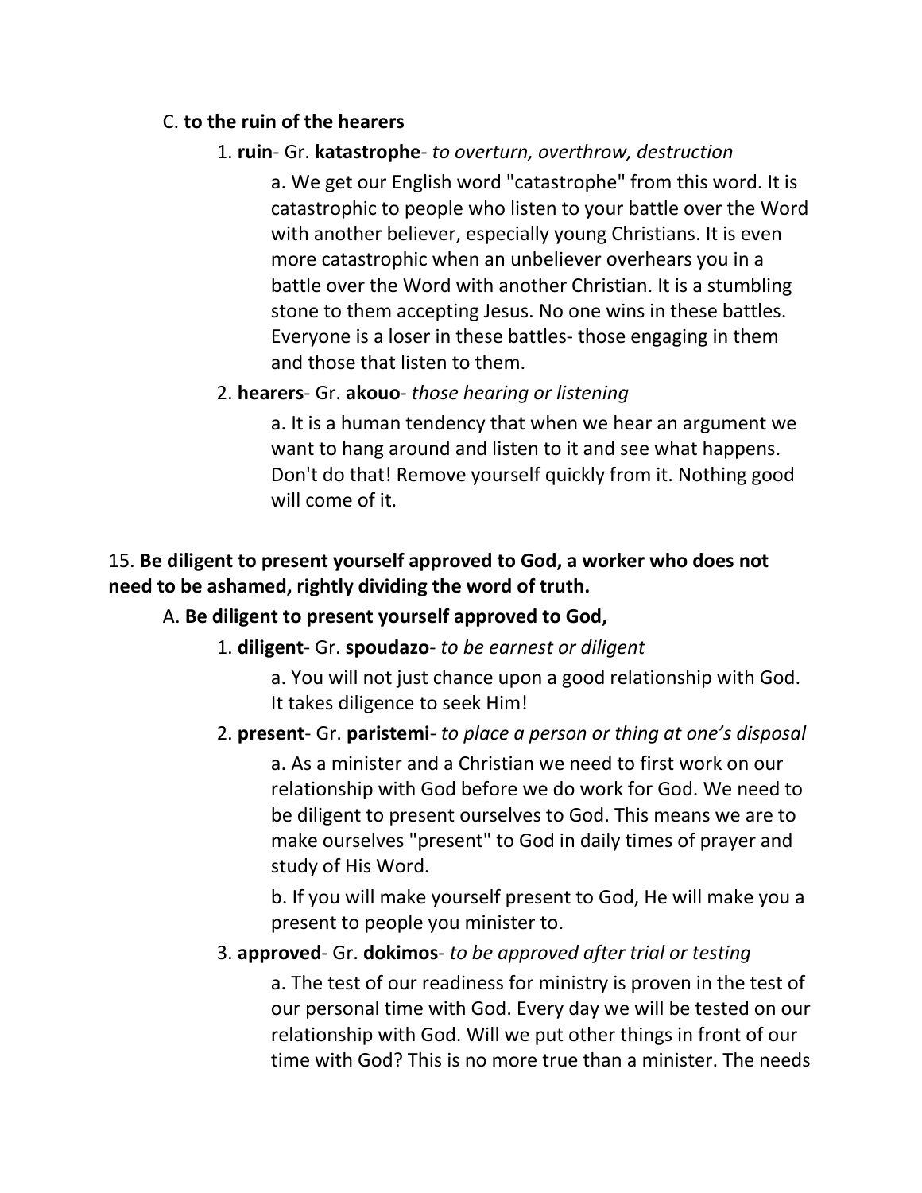C. **to the ruin of the hearers**

1. **ruin**- Gr. **katastrophe**- *to overturn, overthrow, destruction*

   a. We get our English word "catastrophe" from this word. It is catastrophic to people who listen to your battle over the Word with another believer, especially young Christians. It is even more catastrophic when an unbeliever overhears you in a battle over the Word with another Christian. It is a stumbling stone to them accepting Jesus. No one wins in these battles. Everyone is a loser in these battles- those engaging in them and those that listen to them.

2. **hearers**- Gr. **akouo**- *those hearing or listening*

   a. It is a human tendency that when we hear an argument we want to hang around and listen to it and see what happens. Don't do that! Remove yourself quickly from it. Nothing good will come of it.

15. **Be diligent to present yourself approved to God, a worker who does not need to be ashamed, rightly dividing the word of truth.**

A. **Be diligent to present yourself approved to God,**

1. **diligent**- Gr. **spoudazo**- *to be earnest or diligent*

   a. You will not just chance upon a good relationship with God. It takes diligence to seek Him!

2. **present**- Gr. **paristemi**- *to place a person or thing at one's disposal*

   a. As a minister and a Christian we need to first work on our relationship with God before we do work for God. We need to be diligent to present ourselves to God. This means we are to make ourselves "present" to God in daily times of prayer and study of His Word.

   b. If you will make yourself present to God, He will make you a present to people you minister to.

3. **approved**- Gr. **dokimos**- *to be approved after trial or testing*

   a. The test of our readiness for ministry is proven in the test of our personal time with God. Every day we will be tested on our relationship with God. Will we put other things in front of our time with God? This is no more true than a minister. The needs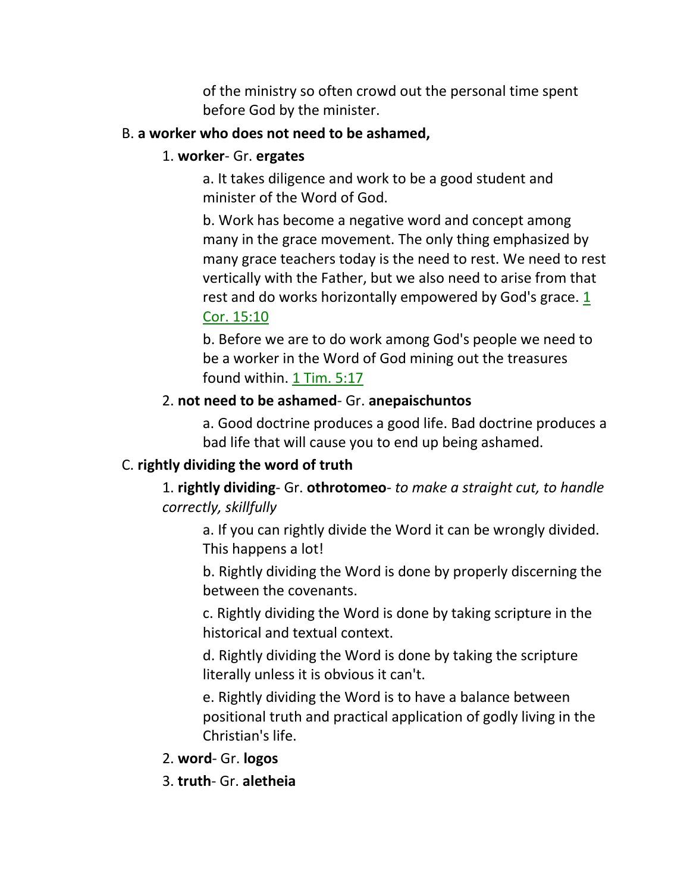of the ministry so often crowd out the personal time spent before God by the minister.

B. **a worker who does not need to be ashamed,**

1. **worker**- Gr. **ergates**

a. It takes diligence and work to be a good student and minister of the Word of God.

b. Work has become a negative word and concept among many in the grace movement. The only thing emphasized by many grace teachers today is the need to rest. We need to rest vertically with the Father, but we also need to arise from that rest and do works horizontally empowered by God's grace. 1 Cor. 15:10

b. Before we are to do work among God's people we need to be a worker in the Word of God mining out the treasures found within. 1 Tim. 5:17

2. **not need to be ashamed**- Gr. **anepaischuntos**

a. Good doctrine produces a good life. Bad doctrine produces a bad life that will cause you to end up being ashamed.

C. **rightly dividing the word of truth**

1. **rightly dividing**- Gr. **othrotomeo**- *to make a straight cut, to handle correctly, skillfully*

a. If you can rightly divide the Word it can be wrongly divided. This happens a lot!

b. Rightly dividing the Word is done by properly discerning the between the covenants.

c. Rightly dividing the Word is done by taking scripture in the historical and textual context.

d. Rightly dividing the Word is done by taking the scripture literally unless it is obvious it can't.

e. Rightly dividing the Word is to have a balance between positional truth and practical application of godly living in the Christian's life.

2. **word**- Gr. **logos**

3. **truth**- Gr. **aletheia**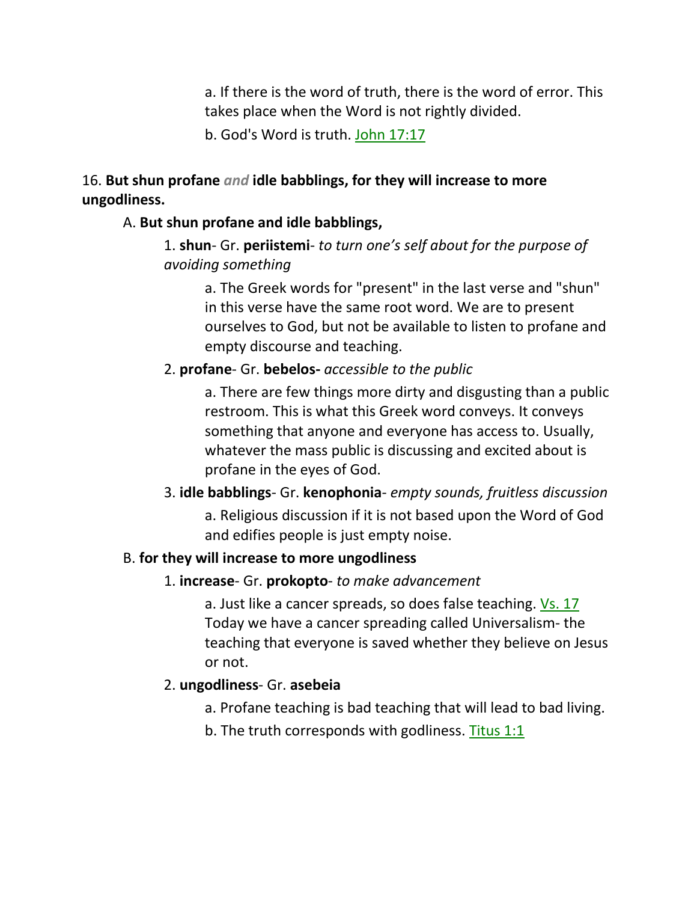a. If there is the word of truth, there is the word of error. This takes place when the Word is not rightly divided.

b. God's Word is truth. John 17:17

16. **But shun profane *and* idle babblings, for they will increase to more ungodliness.**

A. **But shun profane and idle babblings,**

1. **shun**- Gr. **periistemi**- *to turn one's self about for the purpose of avoiding something*

a. The Greek words for "present" in the last verse and "shun" in this verse have the same root word. We are to present ourselves to God, but not be available to listen to profane and empty discourse and teaching.

2. **profane**- Gr. **bebelos-** *accessible to the public*

a. There are few things more dirty and disgusting than a public restroom. This is what this Greek word conveys. It conveys something that anyone and everyone has access to. Usually, whatever the mass public is discussing and excited about is profane in the eyes of God.

3. **idle babblings**- Gr. **kenophonia**- *empty sounds, fruitless discussion*

a. Religious discussion if it is not based upon the Word of God and edifies people is just empty noise.

B. **for they will increase to more ungodliness**

1. **increase**- Gr. **prokopto**- *to make advancement*

a. Just like a cancer spreads, so does false teaching. Vs. 17 Today we have a cancer spreading called Universalism- the teaching that everyone is saved whether they believe on Jesus or not.

2. **ungodliness**- Gr. **asebeia**

a. Profane teaching is bad teaching that will lead to bad living.

b. The truth corresponds with godliness. Titus 1:1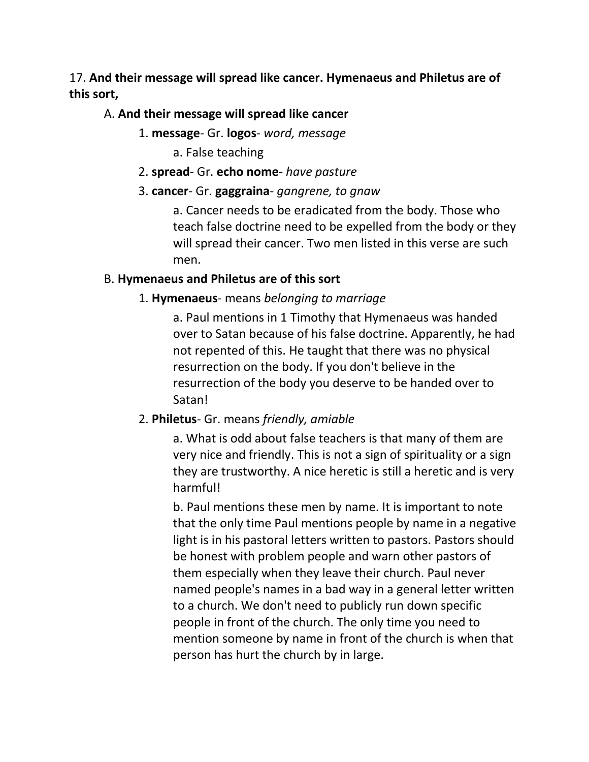17. **And their message will spread like cancer. Hymenaeus and Philetus are of this sort,**

A. **And their message will spread like cancer**

1. **message**- Gr. **logos**- *word, message*

    a. False teaching

2. **spread**- Gr. **echo nome**- *have pasture*

3. **cancer**- Gr. **gaggraina**- *gangrene, to gnaw*

    a. Cancer needs to be eradicated from the body. Those who teach false doctrine need to be expelled from the body or they will spread their cancer. Two men listed in this verse are such men.

B. **Hymenaeus and Philetus are of this sort**

1. **Hymenaeus**- means *belonging to marriage*

    a. Paul mentions in 1 Timothy that Hymenaeus was handed over to Satan because of his false doctrine. Apparently, he had not repented of this. He taught that there was no physical resurrection on the body. If you don't believe in the resurrection of the body you deserve to be handed over to Satan!

2. **Philetus**- Gr. means *friendly, amiable*

    a. What is odd about false teachers is that many of them are very nice and friendly. This is not a sign of spirituality or a sign they are trustworthy. A nice heretic is still a heretic and is very harmful!

    b. Paul mentions these men by name. It is important to note that the only time Paul mentions people by name in a negative light is in his pastoral letters written to pastors. Pastors should be honest with problem people and warn other pastors of them especially when they leave their church. Paul never named people's names in a bad way in a general letter written to a church. We don't need to publicly run down specific people in front of the church. The only time you need to mention someone by name in front of the church is when that person has hurt the church by in large.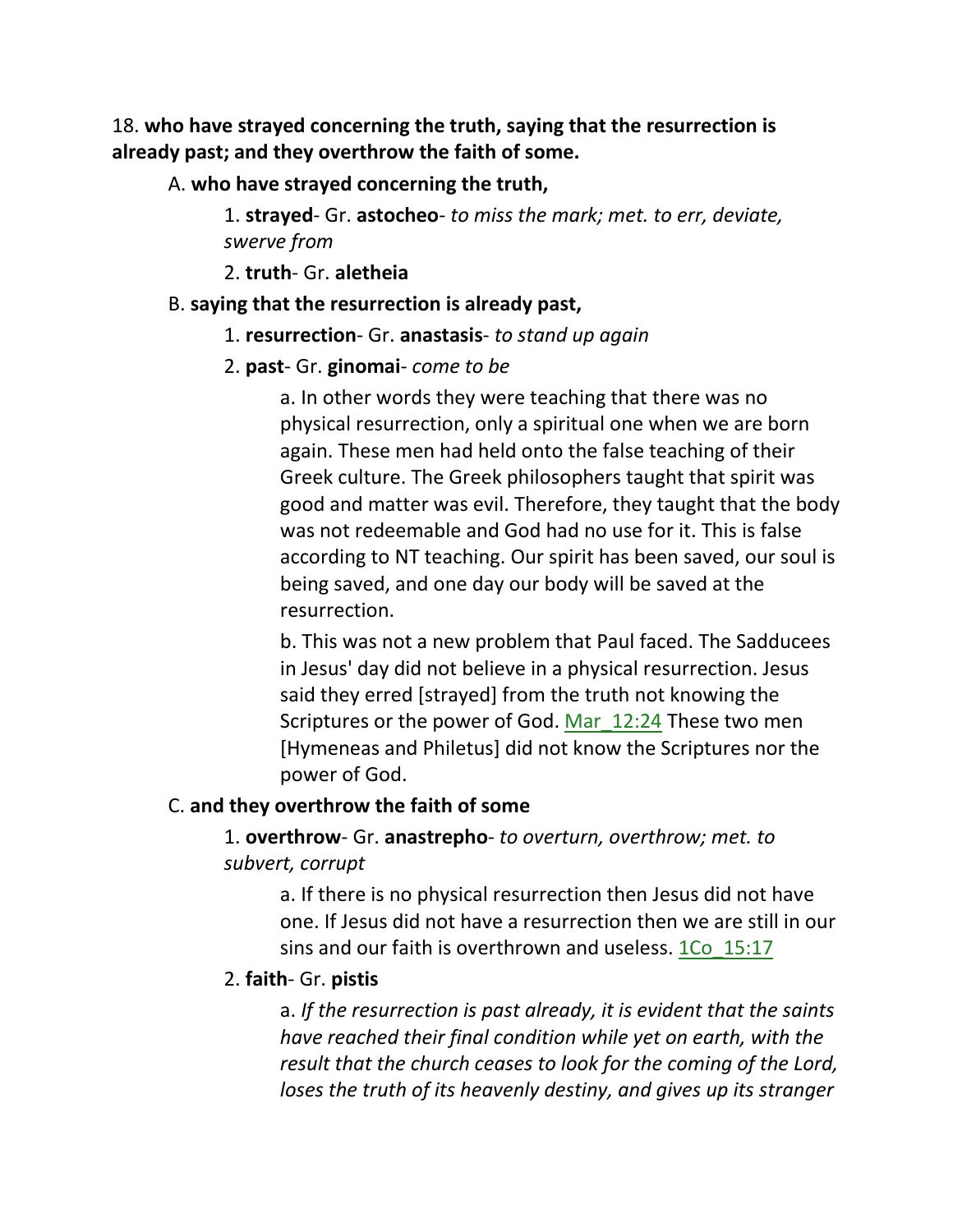18. **who have strayed concerning the truth, saying that the resurrection is already past; and they overthrow the faith of some.**

A. **who have strayed concerning the truth,**

1. **strayed**- Gr. **astocheo**- *to miss the mark; met. to err, deviate, swerve from*

2. **truth**- Gr. **aletheia**

B. **saying that the resurrection is already past,**

1. **resurrection**- Gr. **anastasis**- *to stand up again*

2. **past**- Gr. **ginomai**- *come to be*

a. In other words they were teaching that there was no physical resurrection, only a spiritual one when we are born again. These men had held onto the false teaching of their Greek culture. The Greek philosophers taught that spirit was good and matter was evil. Therefore, they taught that the body was not redeemable and God had no use for it. This is false according to NT teaching. Our spirit has been saved, our soul is being saved, and one day our body will be saved at the resurrection.

b. This was not a new problem that Paul faced. The Sadducees in Jesus' day did not believe in a physical resurrection. Jesus said they erred [strayed] from the truth not knowing the Scriptures or the power of God. Mar_12:24 These two men [Hymeneas and Philetus] did not know the Scriptures nor the power of God.

C. **and they overthrow the faith of some**

1. **overthrow**- Gr. **anastrepho**- *to overturn, overthrow; met. to subvert, corrupt*

a. If there is no physical resurrection then Jesus did not have one. If Jesus did not have a resurrection then we are still in our sins and our faith is overthrown and useless. 1Co_15:17

2. **faith**- Gr. **pistis**

a. *If the resurrection is past already, it is evident that the saints have reached their final condition while yet on earth, with the result that the church ceases to look for the coming of the Lord, loses the truth of its heavenly destiny, and gives up its stranger*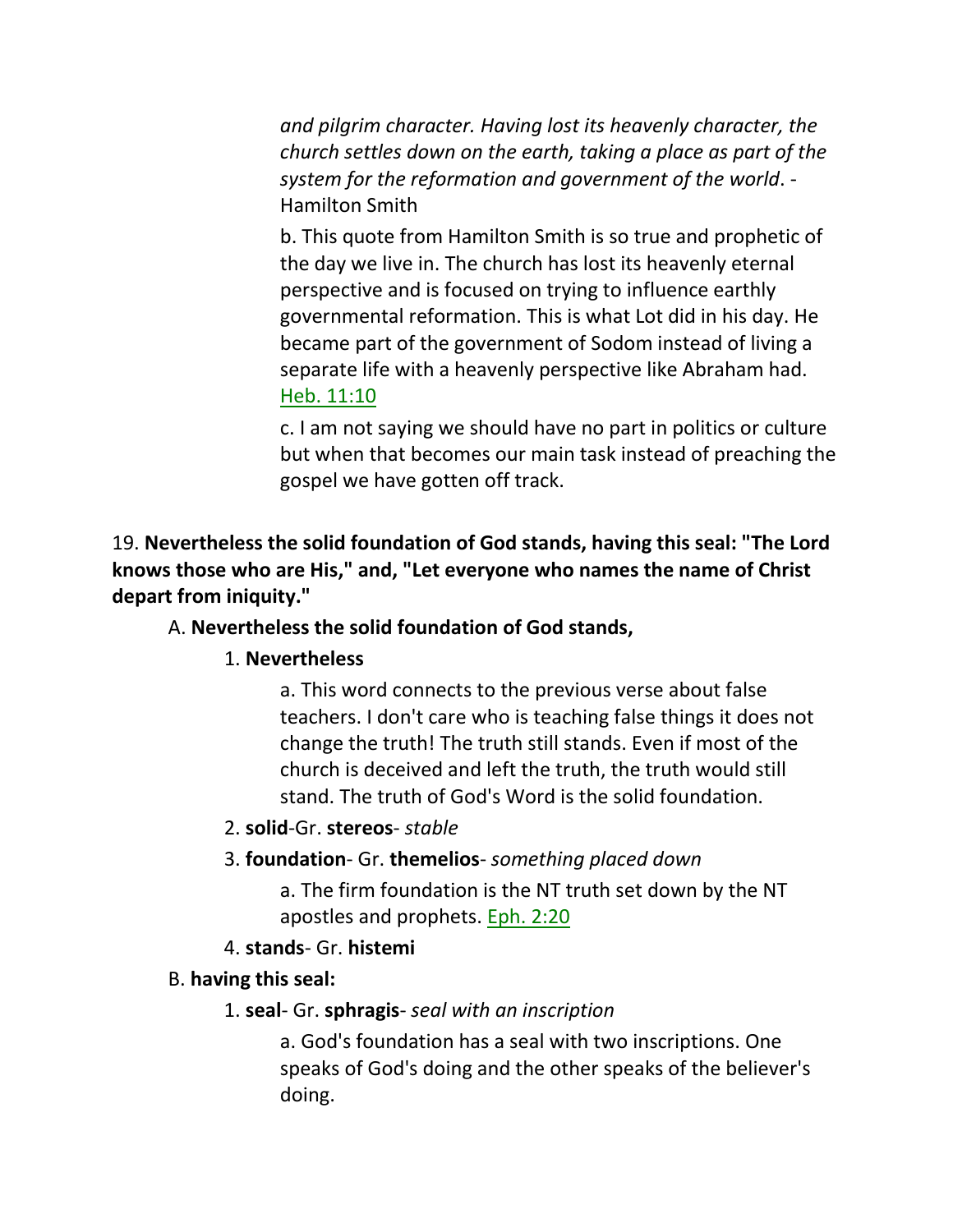*and pilgrim character. Having lost its heavenly character, the church settles down on the earth, taking a place as part of the system for the reformation and government of the world*. - Hamilton Smith

b. This quote from Hamilton Smith is so true and prophetic of the day we live in. The church has lost its heavenly eternal perspective and is focused on trying to influence earthly governmental reformation. This is what Lot did in his day. He became part of the government of Sodom instead of living a separate life with a heavenly perspective like Abraham had. Heb. 11:10

c. I am not saying we should have no part in politics or culture but when that becomes our main task instead of preaching the gospel we have gotten off track.

19. **Nevertheless the solid foundation of God stands, having this seal: "The Lord knows those who are His," and, "Let everyone who names the name of Christ depart from iniquity."**

A. **Nevertheless the solid foundation of God stands,**

1. **Nevertheless**

a. This word connects to the previous verse about false teachers. I don't care who is teaching false things it does not change the truth! The truth still stands. Even if most of the church is deceived and left the truth, the truth would still stand. The truth of God's Word is the solid foundation.

2. **solid**-Gr. **stereos**- *stable*

3. **foundation**- Gr. **themelios**- *something placed down*

a. The firm foundation is the NT truth set down by the NT apostles and prophets. Eph. 2:20

4. **stands**- Gr. **histemi**

B. **having this seal:**

1. **seal**- Gr. **sphragis**- *seal with an inscription*

a. God's foundation has a seal with two inscriptions. One speaks of God's doing and the other speaks of the believer's doing.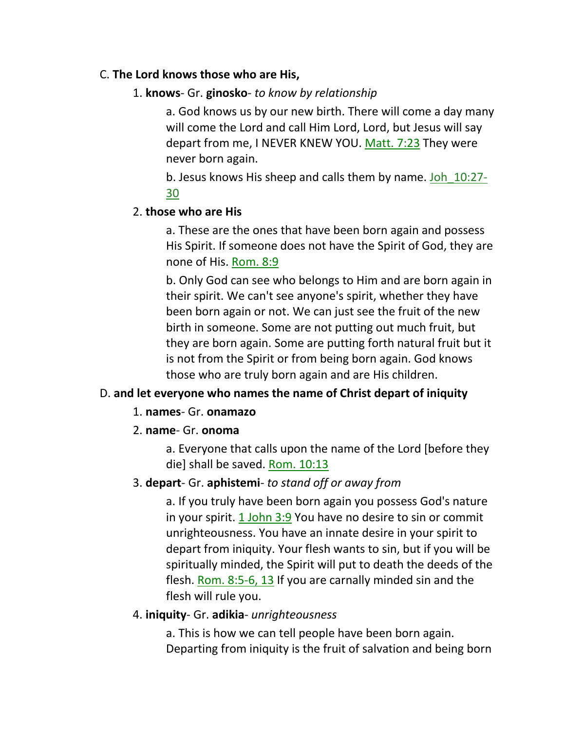C. **The Lord knows those who are His,**

1. **knows**- Gr. **ginosko**- *to know by relationship*

   a. God knows us by our new birth. There will come a day many will come the Lord and call Him Lord, Lord, but Jesus will say depart from me, I NEVER KNEW YOU. Matt. 7:23 They were never born again.

   b. Jesus knows His sheep and calls them by name. Joh_10:27-30

2. **those who are His**

   a. These are the ones that have been born again and possess His Spirit. If someone does not have the Spirit of God, they are none of His. Rom. 8:9

   b. Only God can see who belongs to Him and are born again in their spirit. We can't see anyone's spirit, whether they have been born again or not. We can just see the fruit of the new birth in someone. Some are not putting out much fruit, but they are born again. Some are putting forth natural fruit but it is not from the Spirit or from being born again. God knows those who are truly born again and are His children.

D. **and let everyone who names the name of Christ depart of iniquity**

1. **names**- Gr. **onamazo**

2. **name**- Gr. **onoma**

   a. Everyone that calls upon the name of the Lord [before they die] shall be saved. Rom. 10:13

3. **depart**- Gr. **aphistemi**- *to stand off or away from*

   a. If you truly have been born again you possess God's nature in your spirit. 1 John 3:9 You have no desire to sin or commit unrighteousness. You have an innate desire in your spirit to depart from iniquity. Your flesh wants to sin, but if you will be spiritually minded, the Spirit will put to death the deeds of the flesh. Rom. 8:5-6, 13 If you are carnally minded sin and the flesh will rule you.

4. **iniquity**- Gr. **adikia**- *unrighteousness*

   a. This is how we can tell people have been born again. Departing from iniquity is the fruit of salvation and being born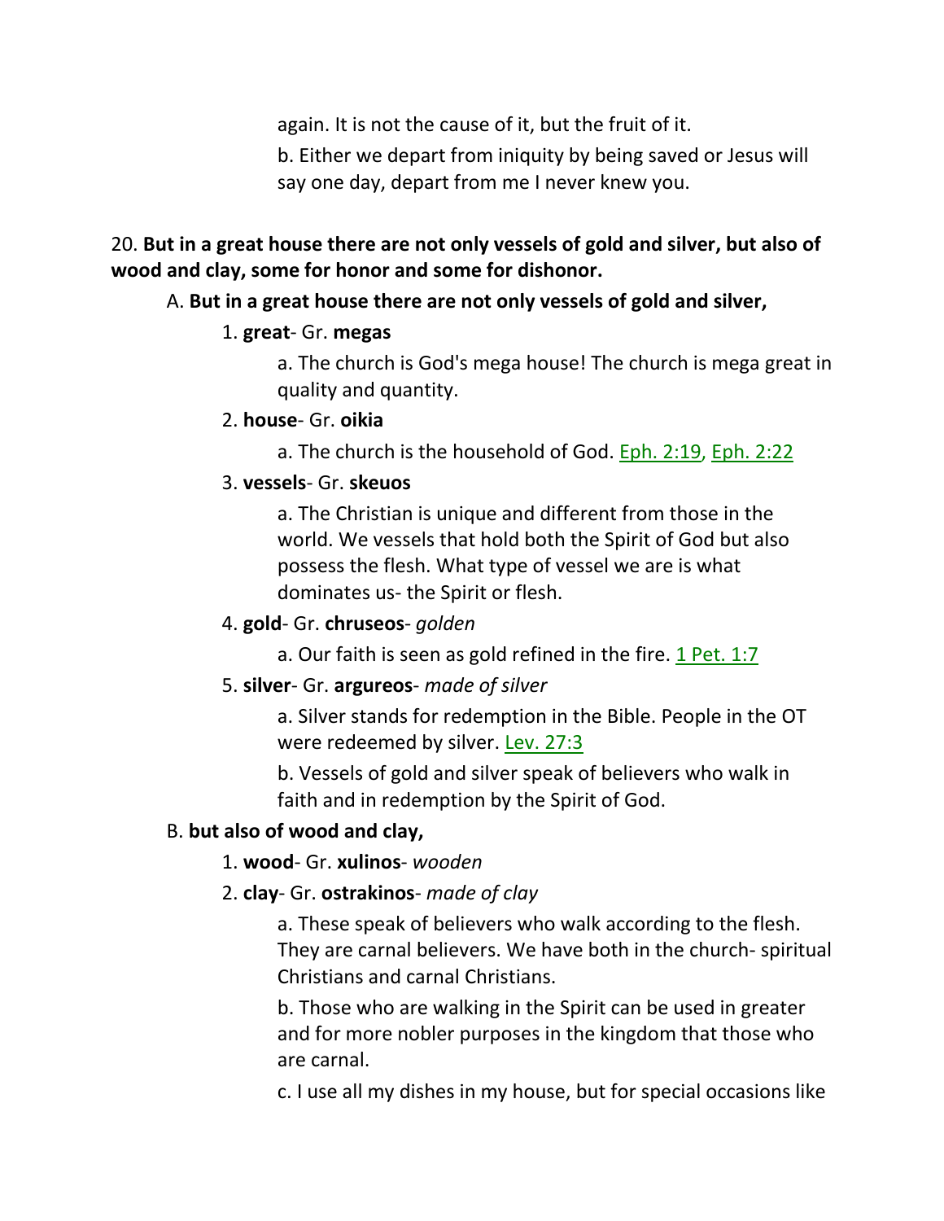again. It is not the cause of it, but the fruit of it.

b. Either we depart from iniquity by being saved or Jesus will say one day, depart from me I never knew you.

20. **But in a great house there are not only vessels of gold and silver, but also of wood and clay, some for honor and some for dishonor.**

A. **But in a great house there are not only vessels of gold and silver,**

1. **great**- Gr. **megas**

a. The church is God's mega house! The church is mega great in quality and quantity.

2. **house**- Gr. **oikia**

a. The church is the household of God. Eph. 2:19, Eph. 2:22

3. **vessels**- Gr. **skeuos**

a. The Christian is unique and different from those in the world. We vessels that hold both the Spirit of God but also possess the flesh. What type of vessel we are is what dominates us- the Spirit or flesh.

4. **gold**- Gr. **chruseos**- *golden*

a. Our faith is seen as gold refined in the fire. 1 Pet. 1:7

5. **silver**- Gr. **argureos**- *made of silver*

a. Silver stands for redemption in the Bible. People in the OT were redeemed by silver. Lev. 27:3

b. Vessels of gold and silver speak of believers who walk in faith and in redemption by the Spirit of God.

B. **but also of wood and clay,**

1. **wood**- Gr. **xulinos**- *wooden*

2. **clay**- Gr. **ostrakinos**- *made of clay*

a. These speak of believers who walk according to the flesh. They are carnal believers. We have both in the church- spiritual Christians and carnal Christians.

b. Those who are walking in the Spirit can be used in greater and for more nobler purposes in the kingdom that those who are carnal.

c. I use all my dishes in my house, but for special occasions like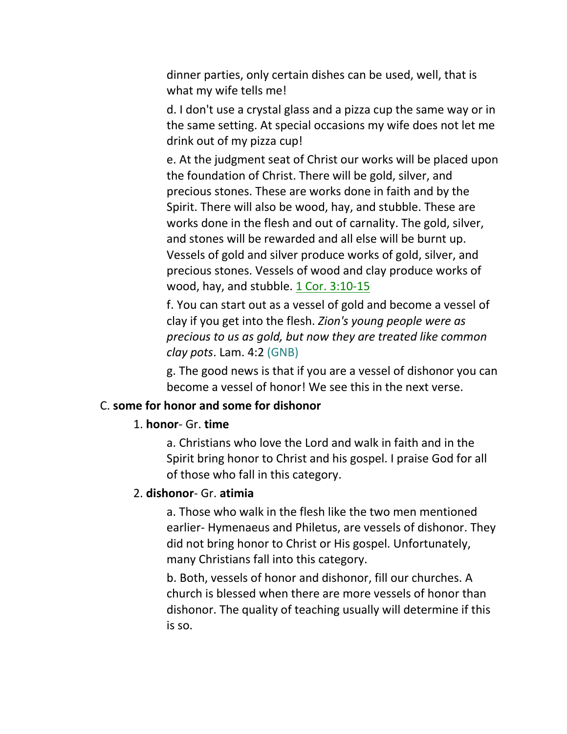dinner parties, only certain dishes can be used, well, that is what my wife tells me!

d. I don't use a crystal glass and a pizza cup the same way or in the same setting. At special occasions my wife does not let me drink out of my pizza cup!

e. At the judgment seat of Christ our works will be placed upon the foundation of Christ. There will be gold, silver, and precious stones. These are works done in faith and by the Spirit. There will also be wood, hay, and stubble. These are works done in the flesh and out of carnality. The gold, silver, and stones will be rewarded and all else will be burnt up. Vessels of gold and silver produce works of gold, silver, and precious stones. Vessels of wood and clay produce works of wood, hay, and stubble. 1 Cor. 3:10-15

f. You can start out as a vessel of gold and become a vessel of clay if you get into the flesh. *Zion's young people were as precious to us as gold, but now they are treated like common clay pots*. Lam. 4:2 (GNB)

g. The good news is that if you are a vessel of dishonor you can become a vessel of honor! We see this in the next verse.

C. **some for honor and some for dishonor**

1. **honor**- Gr. **time**

a. Christians who love the Lord and walk in faith and in the Spirit bring honor to Christ and his gospel. I praise God for all of those who fall in this category.

2. **dishonor**- Gr. **atimia**

a. Those who walk in the flesh like the two men mentioned earlier- Hymenaeus and Philetus, are vessels of dishonor. They did not bring honor to Christ or His gospel. Unfortunately, many Christians fall into this category.

b. Both, vessels of honor and dishonor, fill our churches. A church is blessed when there are more vessels of honor than dishonor. The quality of teaching usually will determine if this is so.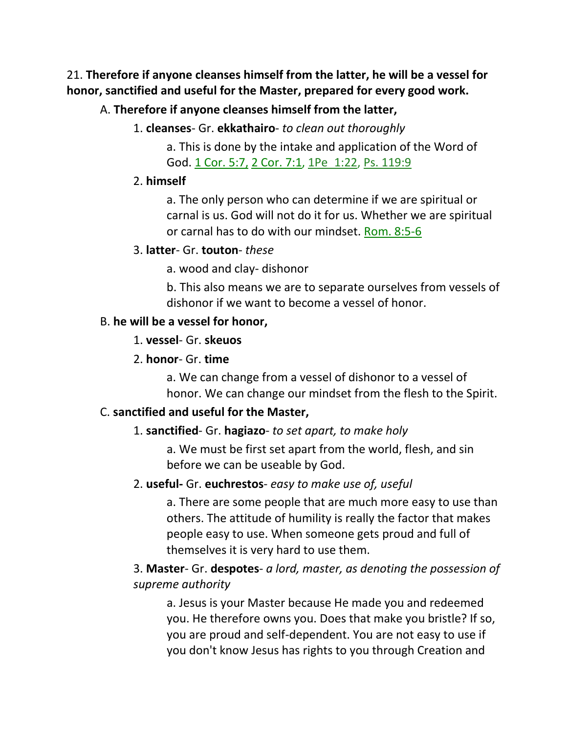21. **Therefore if anyone cleanses himself from the latter, he will be a vessel for honor, sanctified and useful for the Master, prepared for every good work.**

A. **Therefore if anyone cleanses himself from the latter,**

1. **cleanses**- Gr. **ekkathairo**- *to clean out thoroughly*

   a. This is done by the intake and application of the Word of God. 1 Cor. 5:7, 2 Cor. 7:1, 1Pe 1:22, Ps. 119:9

2. **himself**

   a. The only person who can determine if we are spiritual or carnal is us. God will not do it for us. Whether we are spiritual or carnal has to do with our mindset. Rom. 8:5-6

3. **latter**- Gr. **touton**- *these*

   a. wood and clay- dishonor

   b. This also means we are to separate ourselves from vessels of dishonor if we want to become a vessel of honor.

B. **he will be a vessel for honor,**

1. **vessel**- Gr. **skeuos**

2. **honor**- Gr. **time**

   a. We can change from a vessel of dishonor to a vessel of honor. We can change our mindset from the flesh to the Spirit.

C. **sanctified and useful for the Master,**

1. **sanctified**- Gr. **hagiazo**- *to set apart, to make holy*

   a. We must be first set apart from the world, flesh, and sin before we can be useable by God.

2. **useful-** Gr. **euchrestos**- *easy to make use of, useful*

   a. There are some people that are much more easy to use than others. The attitude of humility is really the factor that makes people easy to use. When someone gets proud and full of themselves it is very hard to use them.

3. **Master**- Gr. **despotes**- *a lord, master, as denoting the possession of supreme authority*

   a. Jesus is your Master because He made you and redeemed you. He therefore owns you. Does that make you bristle? If so, you are proud and self-dependent. You are not easy to use if you don't know Jesus has rights to you through Creation and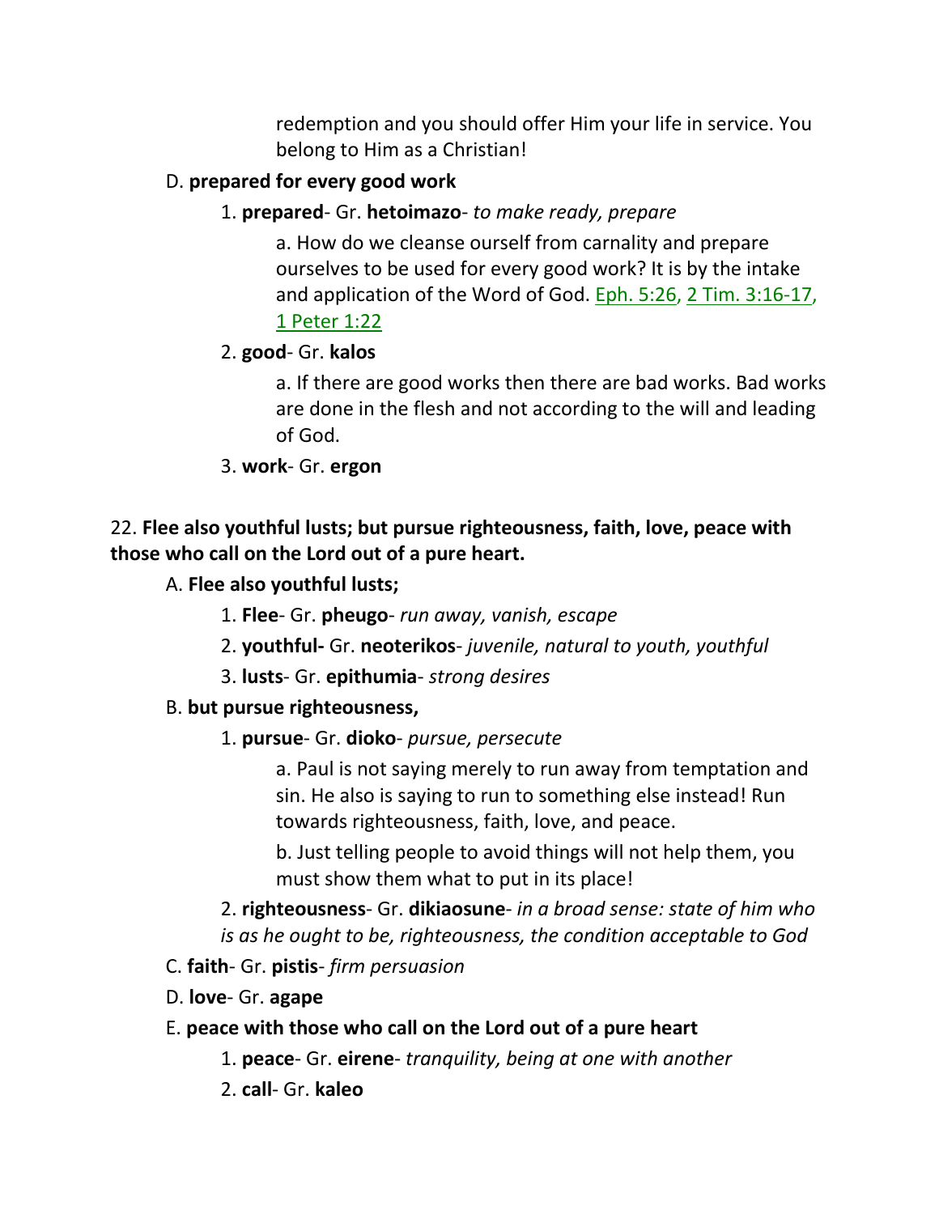redemption and you should offer Him your life in service. You belong to Him as a Christian!

D. **prepared for every good work**

1. **prepared**- Gr. **hetoimazo**- *to make ready, prepare*

a. How do we cleanse ourself from carnality and prepare ourselves to be used for every good work? It is by the intake and application of the Word of God. Eph. 5:26, 2 Tim. 3:16-17, 1 Peter 1:22

2. **good**- Gr. **kalos**

a. If there are good works then there are bad works. Bad works are done in the flesh and not according to the will and leading of God.

3. **work**- Gr. **ergon**

22. **Flee also youthful lusts; but pursue righteousness, faith, love, peace with those who call on the Lord out of a pure heart.**

A. **Flee also youthful lusts;**

1. **Flee**- Gr. **pheugo**- *run away, vanish, escape*

2. **youthful-** Gr. **neoterikos**- *juvenile, natural to youth, youthful*

3. **lusts**- Gr. **epithumia**- *strong desires*

B. **but pursue righteousness,**

1. **pursue**- Gr. **dioko**- *pursue, persecute*

a. Paul is not saying merely to run away from temptation and sin. He also is saying to run to something else instead! Run towards righteousness, faith, love, and peace.

b. Just telling people to avoid things will not help them, you must show them what to put in its place!

2. **righteousness**- Gr. **dikiaosune**- *in a broad sense: state of him who is as he ought to be, righteousness, the condition acceptable to God*

C. **faith**- Gr. **pistis**- *firm persuasion*

D. **love**- Gr. **agape**

E. **peace with those who call on the Lord out of a pure heart**

1. **peace**- Gr. **eirene**- *tranquility, being at one with another*

2. **call**- Gr. **kaleo**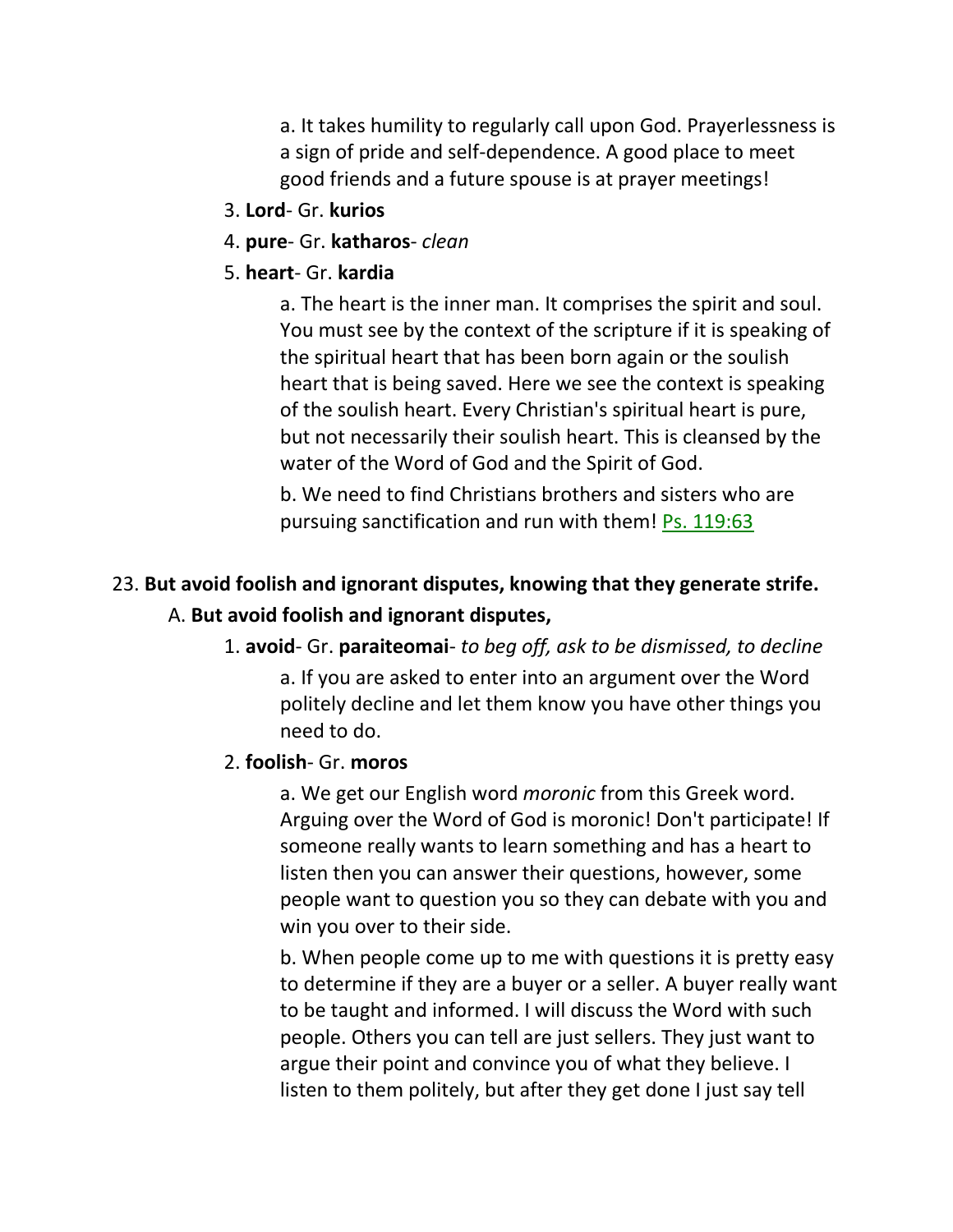a. It takes humility to regularly call upon God. Prayerlessness is a sign of pride and self-dependence. A good place to meet good friends and a future spouse is at prayer meetings!

3. **Lord**- Gr. **kurios**
4. **pure**- Gr. **katharos**- *clean*
5. **heart**- Gr. **kardia**

   a. The heart is the inner man. It comprises the spirit and soul. You must see by the context of the scripture if it is speaking of the spiritual heart that has been born again or the soulish heart that is being saved. Here we see the context is speaking of the soulish heart. Every Christian's spiritual heart is pure, but not necessarily their soulish heart. This is cleansed by the water of the Word of God and the Spirit of God.

   b. We need to find Christians brothers and sisters who are pursuing sanctification and run with them! Ps. 119:63

23. **But avoid foolish and ignorant disputes, knowing that they generate strife.**

A. **But avoid foolish and ignorant disputes,**

1. **avoid**- Gr. **paraiteomai**- *to beg off, ask to be dismissed, to decline*

   a. If you are asked to enter into an argument over the Word politely decline and let them know you have other things you need to do.

2. **foolish**- Gr. **moros**

   a. We get our English word *moronic* from this Greek word. Arguing over the Word of God is moronic! Don't participate! If someone really wants to learn something and has a heart to listen then you can answer their questions, however, some people want to question you so they can debate with you and win you over to their side.

   b. When people come up to me with questions it is pretty easy to determine if they are a buyer or a seller. A buyer really want to be taught and informed. I will discuss the Word with such people. Others you can tell are just sellers. They just want to argue their point and convince you of what they believe. I listen to them politely, but after they get done I just say tell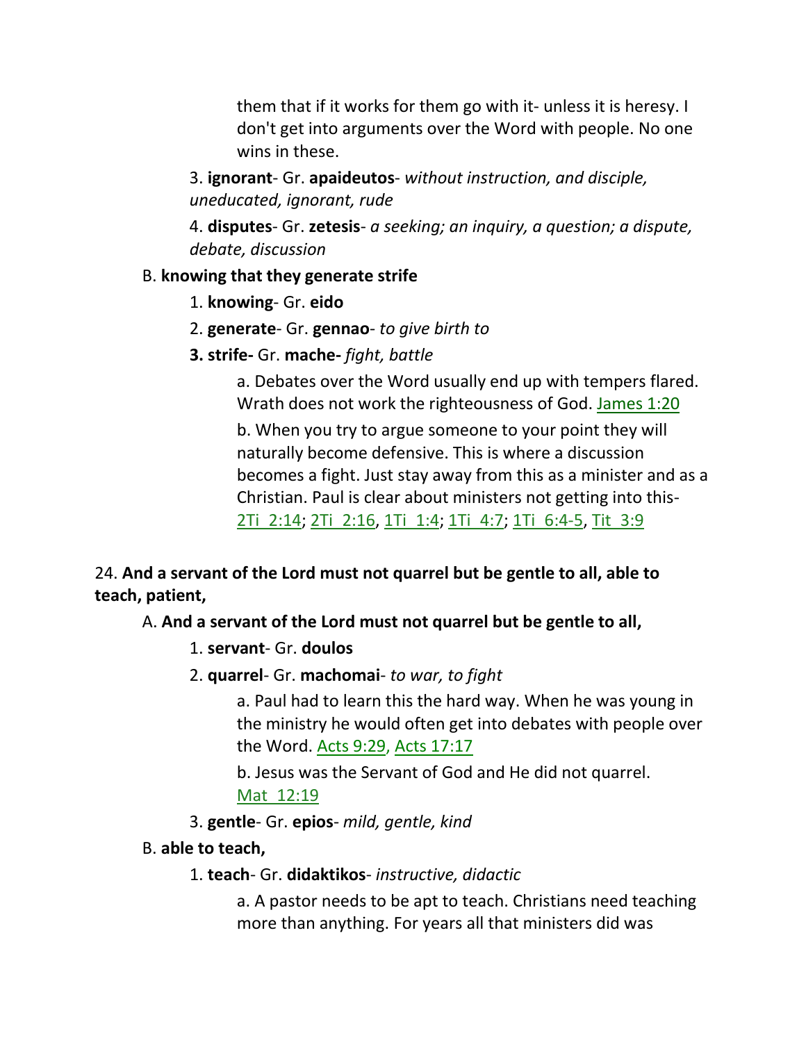them that if it works for them go with it- unless it is heresy. I don't get into arguments over the Word with people. No one wins in these.

3. **ignorant**- Gr. **apaideutos**- *without instruction, and disciple, uneducated, ignorant, rude*

4. **disputes**- Gr. **zetesis**- *a seeking; an inquiry, a question; a dispute, debate, discussion*

B. **knowing that they generate strife**

1. **knowing**- Gr. **eido**

2. **generate**- Gr. **gennao**- *to give birth to*

**3. strife-** Gr. **mache-** *fight, battle*

a. Debates over the Word usually end up with tempers flared. Wrath does not work the righteousness of God. James 1:20

b. When you try to argue someone to your point they will naturally become defensive. This is where a discussion becomes a fight. Just stay away from this as a minister and as a Christian. Paul is clear about ministers not getting into this- 2Ti 2:14; 2Ti 2:16, 1Ti 1:4; 1Ti 4:7; 1Ti 6:4-5, Tit 3:9

24. **And a servant of the Lord must not quarrel but be gentle to all, able to teach, patient,**

A. **And a servant of the Lord must not quarrel but be gentle to all,**

1. **servant**- Gr. **doulos**

2. **quarrel**- Gr. **machomai**- *to war, to fight*

a. Paul had to learn this the hard way. When he was young in the ministry he would often get into debates with people over the Word. Acts 9:29, Acts 17:17

b. Jesus was the Servant of God and He did not quarrel. Mat 12:19

3. **gentle**- Gr. **epios**- *mild, gentle, kind*

B. **able to teach,**

1. **teach**- Gr. **didaktikos**- *instructive, didactic*

a. A pastor needs to be apt to teach. Christians need teaching more than anything. For years all that ministers did was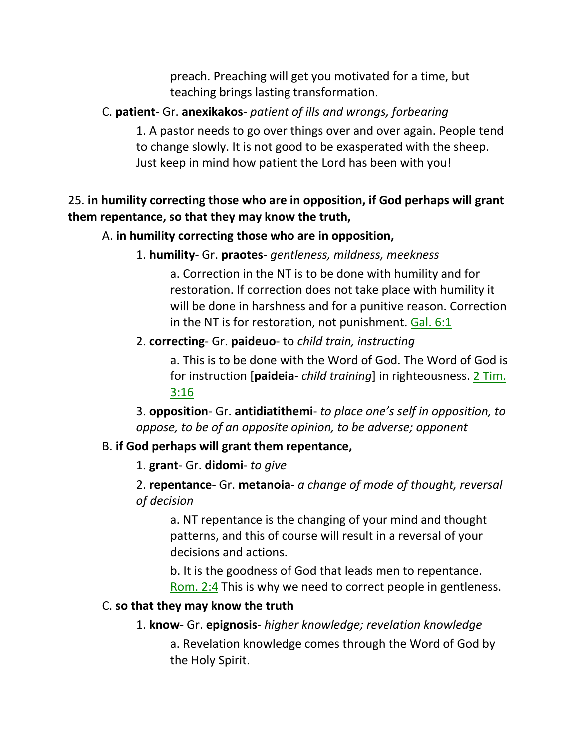preach. Preaching will get you motivated for a time, but teaching brings lasting transformation.

C. **patient**- Gr. **anexikakos**- *patient of ills and wrongs, forbearing*

1. A pastor needs to go over things over and over again. People tend to change slowly. It is not good to be exasperated with the sheep. Just keep in mind how patient the Lord has been with you!

25. **in humility correcting those who are in opposition, if God perhaps will grant them repentance, so that they may know the truth,**

A. **in humility correcting those who are in opposition,**

1. **humility**- Gr. **praotes**- *gentleness, mildness, meekness*

a. Correction in the NT is to be done with humility and for restoration. If correction does not take place with humility it will be done in harshness and for a punitive reason. Correction in the NT is for restoration, not punishment. Gal. 6:1

2. **correcting**- Gr. **paideuo**- to *child train, instructing*

a. This is to be done with the Word of God. The Word of God is for instruction [**paideia**- *child training*] in righteousness. 2 Tim. 3:16

3. **opposition**- Gr. **antidiatithemi**- *to place one's self in opposition, to oppose, to be of an opposite opinion, to be adverse; opponent*

B. **if God perhaps will grant them repentance,**

1. **grant**- Gr. **didomi**- *to give*

2. **repentance-** Gr. **metanoia**- *a change of mode of thought, reversal of decision*

a. NT repentance is the changing of your mind and thought patterns, and this of course will result in a reversal of your decisions and actions.

b. It is the goodness of God that leads men to repentance. Rom. 2:4 This is why we need to correct people in gentleness.

C. **so that they may know the truth**

1. **know**- Gr. **epignosis**- *higher knowledge; revelation knowledge*

a. Revelation knowledge comes through the Word of God by the Holy Spirit.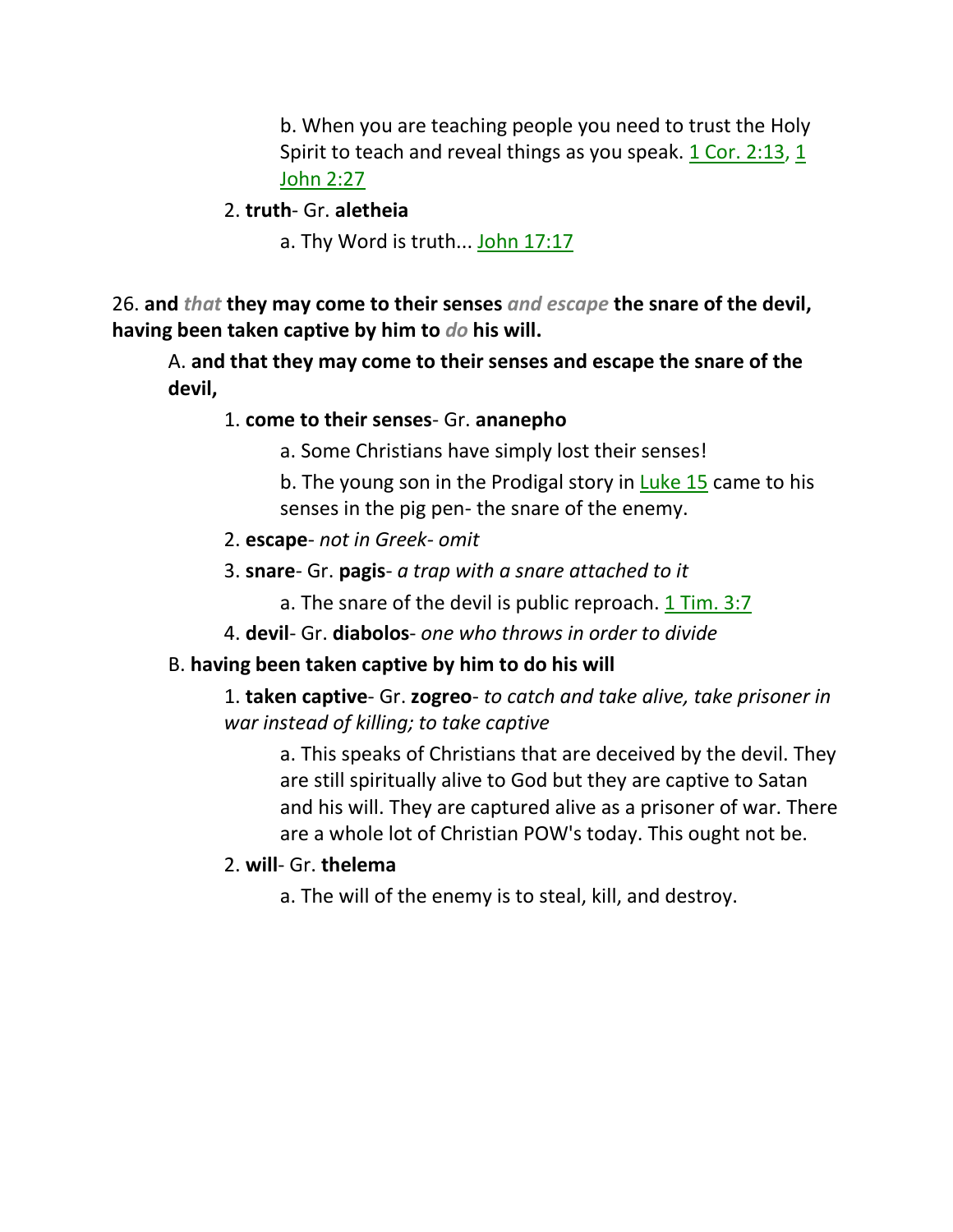b. When you are teaching people you need to trust the Holy Spirit to teach and reveal things as you speak. 1 Cor. 2:13, 1 John 2:27

2. **truth**- Gr. **aletheia**

a. Thy Word is truth... John 17:17

26. **and** ***that*** **they may come to their senses** ***and escape*** **the snare of the devil, having been taken captive by him to** ***do*** **his will.**

A. **and that they may come to their senses and escape the snare of the devil,**

1. **come to their senses**- Gr. **ananepho**

a. Some Christians have simply lost their senses!

b. The young son in the Prodigal story in Luke 15 came to his senses in the pig pen- the snare of the enemy.

2. **escape**- *not in Greek- omit*

3. **snare**- Gr. **pagis**- *a trap with a snare attached to it*

a. The snare of the devil is public reproach. 1 Tim. 3:7

4. **devil**- Gr. **diabolos**- *one who throws in order to divide*

B. **having been taken captive by him to do his will**

1. **taken captive**- Gr. **zogreo**- *to catch and take alive, take prisoner in war instead of killing; to take captive*

a. This speaks of Christians that are deceived by the devil. They are still spiritually alive to God but they are captive to Satan and his will. They are captured alive as a prisoner of war. There are a whole lot of Christian POW's today. This ought not be.

2. **will**- Gr. **thelema**

a. The will of the enemy is to steal, kill, and destroy.